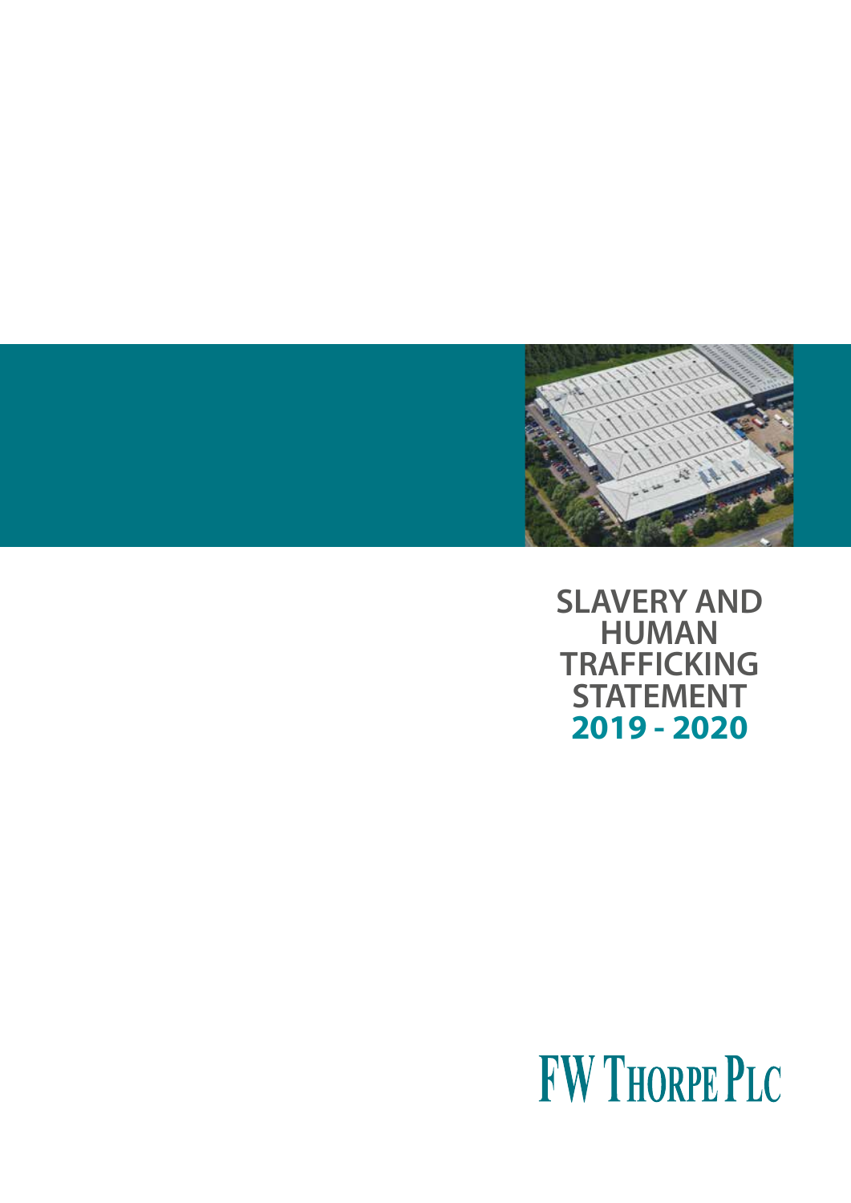# SLAVERY AND HUMAN TRAFFICKING STATEMENT 2019 - 2020

FW THORPE PLC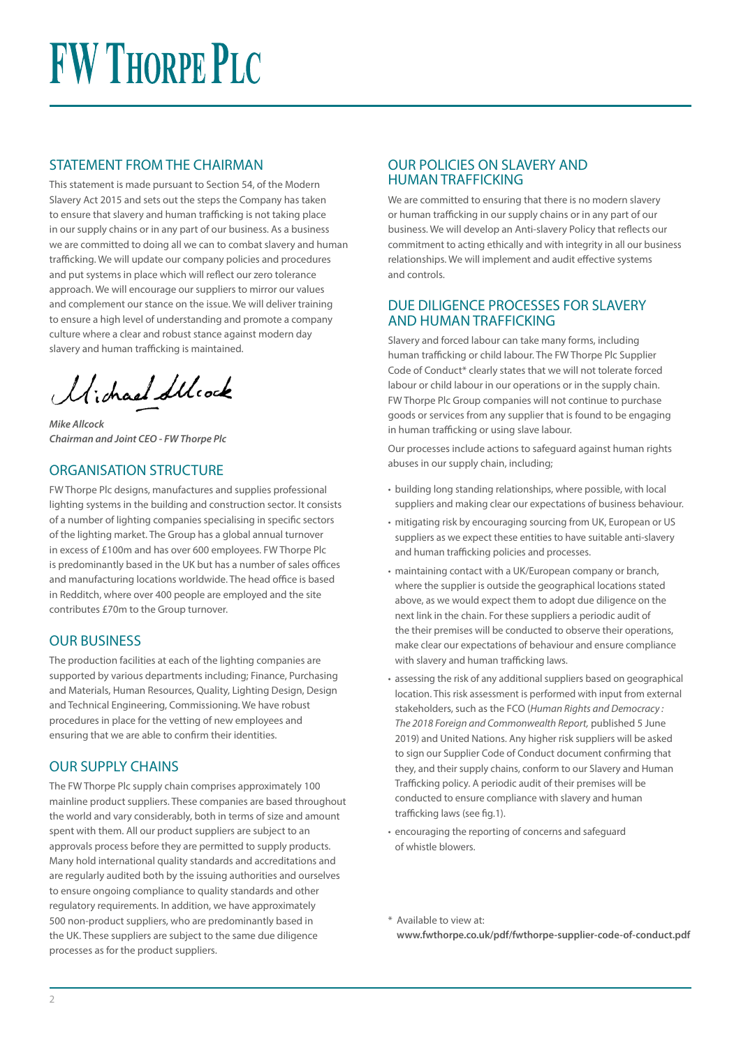# FW Thorpe Plc

## STATEMENT FROM THE CHAIRMAN

This statement is made pursuant to Section 54, of the Modern Slavery Act 2015 and sets out the steps the Company has taken to ensure that slavery and human trafficking is not taking place in our supply chains or in any part of our business. As a business we are committed to doing all we can to combat slavery and human trafficking. We will update our company policies and procedures and put systems in place which will reflect our zero tolerance approach. We will encourage our suppliers to mirror our values and complement our stance on the issue. We will deliver training to ensure a high level of understanding and promote a company culture where a clear and robust stance against modern day slavery and human trafficking is maintained.

***Mike Allcock***
***Chairman and Joint CEO - FW Thorpe Plc***

## ORGANISATION STRUCTURE

FW Thorpe Plc designs, manufactures and supplies professional lighting systems in the building and construction sector. It consists of a number of lighting companies specialising in specific sectors of the lighting market. The Group has a global annual turnover in excess of £100m and has over 600 employees. FW Thorpe Plc is predominantly based in the UK but has a number of sales offices and manufacturing locations worldwide. The head office is based in Redditch, where over 400 people are employed and the site contributes £70m to the Group turnover.

## OUR BUSINESS

The production facilities at each of the lighting companies are supported by various departments including; Finance, Purchasing and Materials, Human Resources, Quality, Lighting Design, Design and Technical Engineering, Commissioning. We have robust procedures in place for the vetting of new employees and ensuring that we are able to confirm their identities.

## OUR SUPPLY CHAINS

The FW Thorpe Plc supply chain comprises approximately 100 mainline product suppliers. These companies are based throughout the world and vary considerably, both in terms of size and amount spent with them. All our product suppliers are subject to an approvals process before they are permitted to supply products. Many hold international quality standards and accreditations and are regularly audited both by the issuing authorities and ourselves to ensure ongoing compliance to quality standards and other regulatory requirements. In addition, we have approximately 500 non-product suppliers, who are predominantly based in the UK. These suppliers are subject to the same due diligence processes as for the product suppliers.

## OUR POLICIES ON SLAVERY AND HUMAN TRAFFICKING

We are committed to ensuring that there is no modern slavery or human trafficking in our supply chains or in any part of our business. We will develop an Anti-slavery Policy that reflects our commitment to acting ethically and with integrity in all our business relationships. We will implement and audit effective systems and controls.

## DUE DILIGENCE PROCESSES FOR SLAVERY AND HUMAN TRAFFICKING

Slavery and forced labour can take many forms, including human trafficking or child labour. The FW Thorpe Plc Supplier Code of Conduct* clearly states that we will not tolerate forced labour or child labour in our operations or in the supply chain. FW Thorpe Plc Group companies will not continue to purchase goods or services from any supplier that is found to be engaging in human trafficking or using slave labour.

Our processes include actions to safeguard against human rights abuses in our supply chain, including;

- building long standing relationships, where possible, with local suppliers and making clear our expectations of business behaviour.
- mitigating risk by encouraging sourcing from UK, European or US suppliers as we expect these entities to have suitable anti-slavery and human trafficking policies and processes.
- maintaining contact with a UK/European company or branch, where the supplier is outside the geographical locations stated above, as we would expect them to adopt due diligence on the next link in the chain. For these suppliers a periodic audit of the their premises will be conducted to observe their operations, make clear our expectations of behaviour and ensure compliance with slavery and human trafficking laws.
- assessing the risk of any additional suppliers based on geographical location. This risk assessment is performed with input from external stakeholders, such as the FCO (*Human Rights and Democracy : The 2018 Foreign and Commonwealth Report,* published 5 June 2019) and United Nations. Any higher risk suppliers will be asked to sign our Supplier Code of Conduct document confirming that they, and their supply chains, conform to our Slavery and Human Trafficking policy. A periodic audit of their premises will be conducted to ensure compliance with slavery and human trafficking laws (see fig.1).
- encouraging the reporting of concerns and safeguard of whistle blowers.

\* Available to view at:
**www.fwthorpe.co.uk/pdf/fwthorpe-supplier-code-of-conduct.pdf**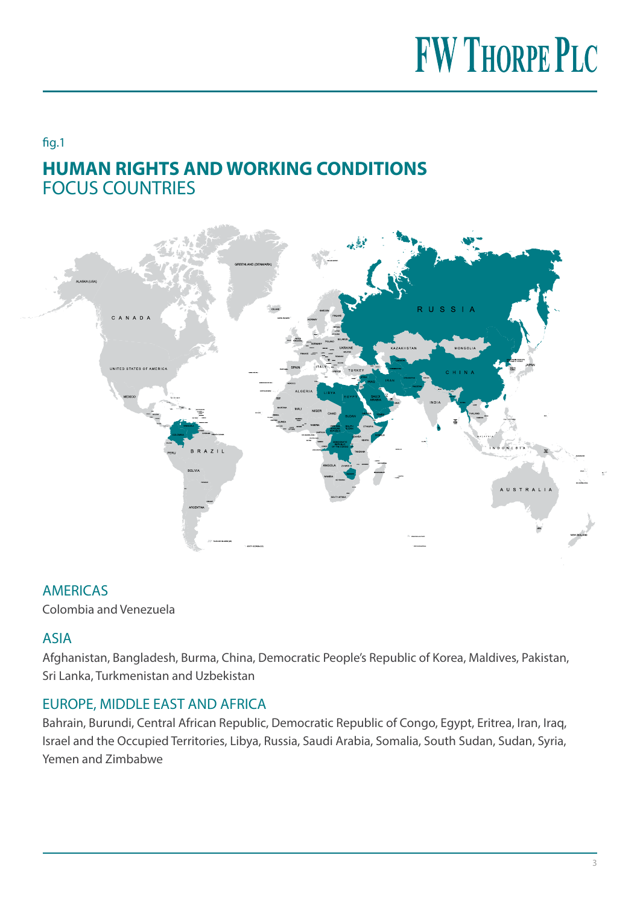fig.1

## HUMAN RIGHTS AND WORKING CONDITIONS
FOCUS COUNTRIES

### AMERICAS

Colombia and Venezuela

### ASIA

Afghanistan, Bangladesh, Burma, China, Democratic People's Republic of Korea, Maldives, Pakistan, Sri Lanka, Turkmenistan and Uzbekistan

### EUROPE, MIDDLE EAST AND AFRICA

Bahrain, Burundi, Central African Republic, Democratic Republic of Congo, Egypt, Eritrea, Iran, Iraq, Israel and the Occupied Territories, Libya, Russia, Saudi Arabia, Somalia, South Sudan, Sudan, Syria, Yemen and Zimbabwe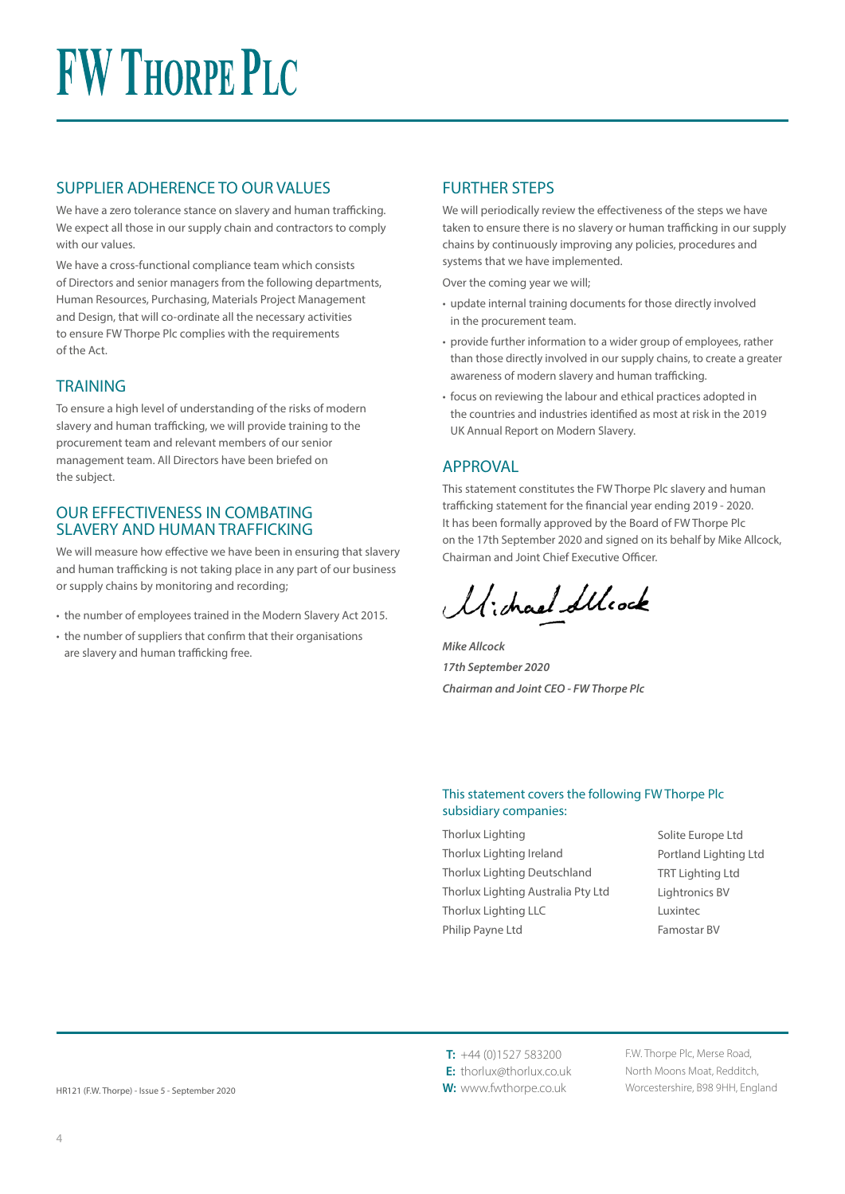# FW Thorpe Plc

## SUPPLIER ADHERENCE TO OUR VALUES

We have a zero tolerance stance on slavery and human trafficking. We expect all those in our supply chain and contractors to comply with our values.

We have a cross-functional compliance team which consists of Directors and senior managers from the following departments, Human Resources, Purchasing, Materials Project Management and Design, that will co-ordinate all the necessary activities to ensure FW Thorpe Plc complies with the requirements of the Act.

## TRAINING

To ensure a high level of understanding of the risks of modern slavery and human trafficking, we will provide training to the procurement team and relevant members of our senior management team. All Directors have been briefed on the subject.

## OUR EFFECTIVENESS IN COMBATING SLAVERY AND HUMAN TRAFFICKING

We will measure how effective we have been in ensuring that slavery and human trafficking is not taking place in any part of our business or supply chains by monitoring and recording;

- the number of employees trained in the Modern Slavery Act 2015.
- the number of suppliers that confirm that their organisations are slavery and human trafficking free.

## FURTHER STEPS

We will periodically review the effectiveness of the steps we have taken to ensure there is no slavery or human trafficking in our supply chains by continuously improving any policies, procedures and systems that we have implemented.

Over the coming year we will;

- update internal training documents for those directly involved in the procurement team.
- provide further information to a wider group of employees, rather than those directly involved in our supply chains, to create a greater awareness of modern slavery and human trafficking.
- focus on reviewing the labour and ethical practices adopted in the countries and industries identified as most at risk in the 2019 UK Annual Report on Modern Slavery.

## APPROVAL

This statement constitutes the FW Thorpe Plc slavery and human trafficking statement for the financial year ending 2019 - 2020. It has been formally approved by the Board of FW Thorpe Plc on the 17th September 2020 and signed on its behalf by Mike Allcock, Chairman and Joint Chief Executive Officer.

Michael Allcock

***Mike Allcock***
***17th September 2020***
***Chairman and Joint CEO - FW Thorpe Plc***

This statement covers the following FW Thorpe Plc subsidiary companies:

- Thorlux Lighting
- Thorlux Lighting Ireland
- Thorlux Lighting Deutschland
- Thorlux Lighting Australia Pty Ltd
- Thorlux Lighting LLC
- Philip Payne Ltd
- Solite Europe Ltd
- Portland Lighting Ltd
- TRT Lighting Ltd
- Lightronics BV
- Luxintec
- Famostar BV

**T:** +44 (0)1527 583200
**E:** thorlux@thorlux.co.uk
**W:** www.fwthorpe.co.uk

F.W. Thorpe Plc, Merse Road, North Moons Moat, Redditch, Worcestershire, B98 9HH, England

HR121 (F.W. Thorpe) - Issue 5 - September 2020